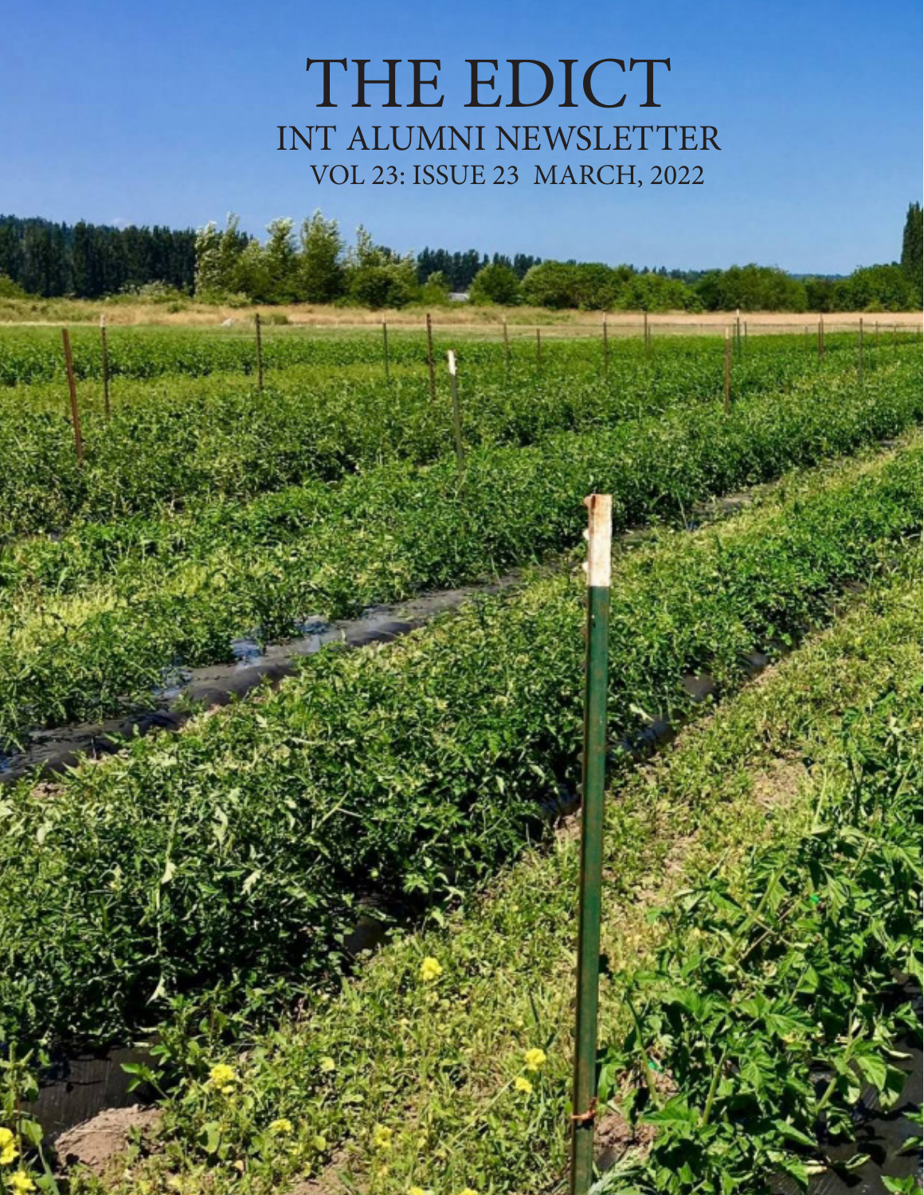# THE EDICT

## INT ALUMNI NEWSLETTER

VOL 23: ISSUE 23 MARCH, 2022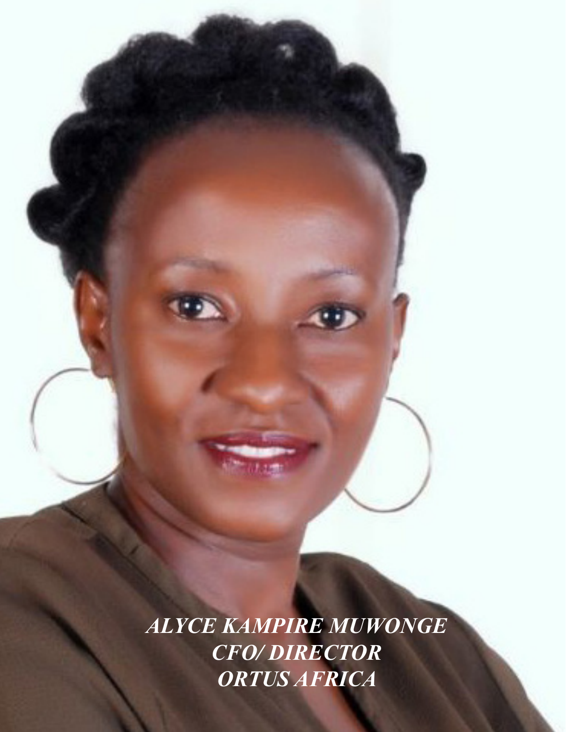***ALYCE KAMPIRE MUWONGE***
***CFO/ DIRECTOR***
***ORTUS AFRICA***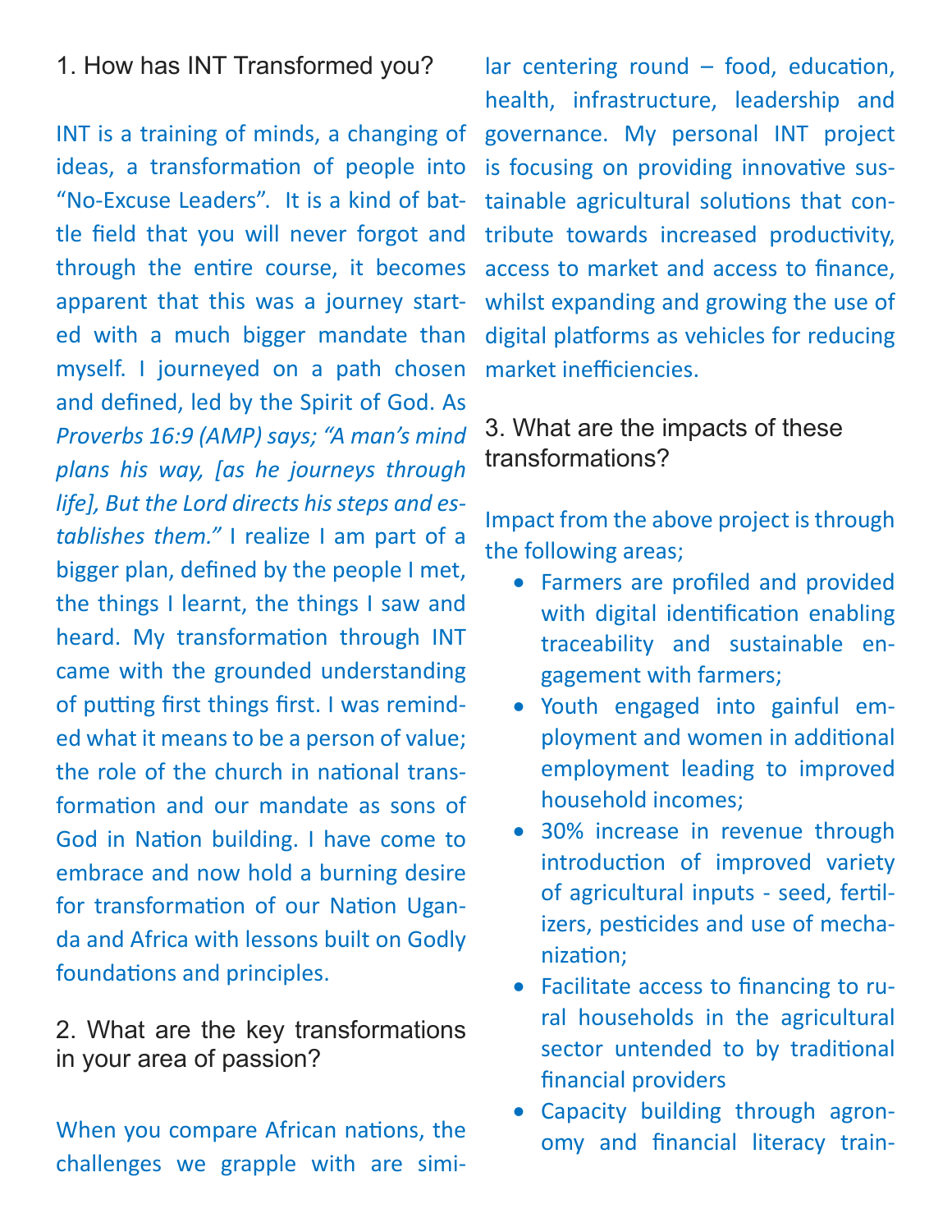## 1. How has INT Transformed you?

INT is a training of minds, a changing of ideas, a transformation of people into "No-Excuse Leaders". It is a kind of battle field that you will never forgot and through the entire course, it becomes apparent that this was a journey started with a much bigger mandate than myself. I journeyed on a path chosen and defined, led by the Spirit of God. As *Proverbs 16:9 (AMP) says; "A man's mind plans his way, [as he journeys through life], But the Lord directs his steps and establishes them."* I realize I am part of a bigger plan, defined by the people I met, the things I learnt, the things I saw and heard. My transformation through INT came with the grounded understanding of putting first things first. I was reminded what it means to be a person of value; the role of the church in national transformation and our mandate as sons of God in Nation building. I have come to embrace and now hold a burning desire for transformation of our Nation Uganda and Africa with lessons built on Godly foundations and principles.

## 2. What are the key transformations in your area of passion?

When you compare African nations, the challenges we grapple with are similar centering round – food, education, health, infrastructure, leadership and governance. My personal INT project is focusing on providing innovative sustainable agricultural solutions that contribute towards increased productivity, access to market and access to finance, whilst expanding and growing the use of digital platforms as vehicles for reducing market inefficiencies.

## 3. What are the impacts of these transformations?

Impact from the above project is through the following areas;

- Farmers are profiled and provided with digital identification enabling traceability and sustainable engagement with farmers;
- Youth engaged into gainful employment and women in additional employment leading to improved household incomes;
- 30% increase in revenue through introduction of improved variety of agricultural inputs - seed, fertilizers, pesticides and use of mechanization;
- Facilitate access to financing to rural households in the agricultural sector untended to by traditional financial providers
- Capacity building through agronomy and financial literacy train-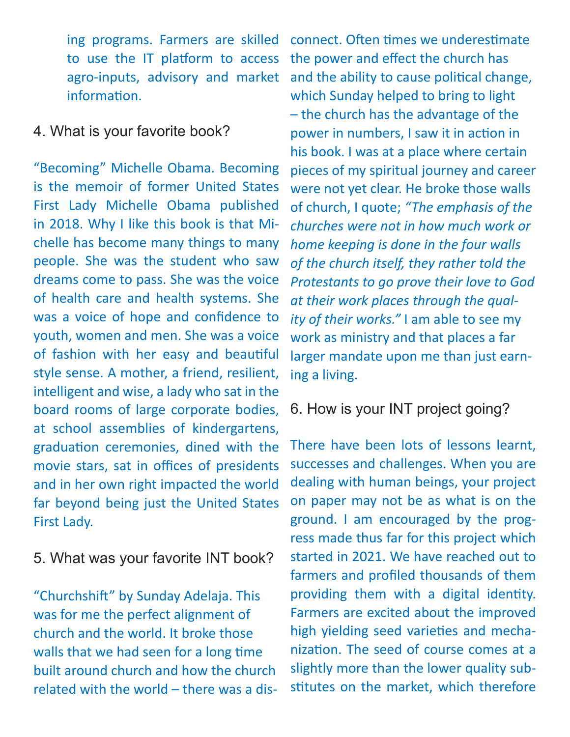ing programs. Farmers are skilled to use the IT platform to access agro-inputs, advisory and market information.

## 4. What is your favorite book?

"Becoming" Michelle Obama. Becoming is the memoir of former United States First Lady Michelle Obama published in 2018. Why I like this book is that Michelle has become many things to many people. She was the student who saw dreams come to pass. She was the voice of health care and health systems. She was a voice of hope and confidence to youth, women and men. She was a voice of fashion with her easy and beautiful style sense. A mother, a friend, resilient, intelligent and wise, a lady who sat in the board rooms of large corporate bodies, at school assemblies of kindergartens, graduation ceremonies, dined with the movie stars, sat in offices of presidents and in her own right impacted the world far beyond being just the United States First Lady.

## 5. What was your favorite INT book?

"Churchshift" by Sunday Adelaja. This was for me the perfect alignment of church and the world. It broke those walls that we had seen for a long time built around church and how the church related with the world – there was a disconnect. Often times we underestimate the power and effect the church has and the ability to cause political change, which Sunday helped to bring to light – the church has the advantage of the power in numbers, I saw it in action in his book. I was at a place where certain pieces of my spiritual journey and career were not yet clear. He broke those walls of church, I quote; *"The emphasis of the churches were not in how much work or home keeping is done in the four walls of the church itself, they rather told the Protestants to go prove their love to God at their work places through the quality of their works."* I am able to see my work as ministry and that places a far larger mandate upon me than just earning a living.

## 6. How is your INT project going?

There have been lots of lessons learnt, successes and challenges. When you are dealing with human beings, your project on paper may not be as what is on the ground. I am encouraged by the progress made thus far for this project which started in 2021. We have reached out to farmers and profiled thousands of them providing them with a digital identity. Farmers are excited about the improved high yielding seed varieties and mechanization. The seed of course comes at a slightly more than the lower quality substitutes on the market, which therefore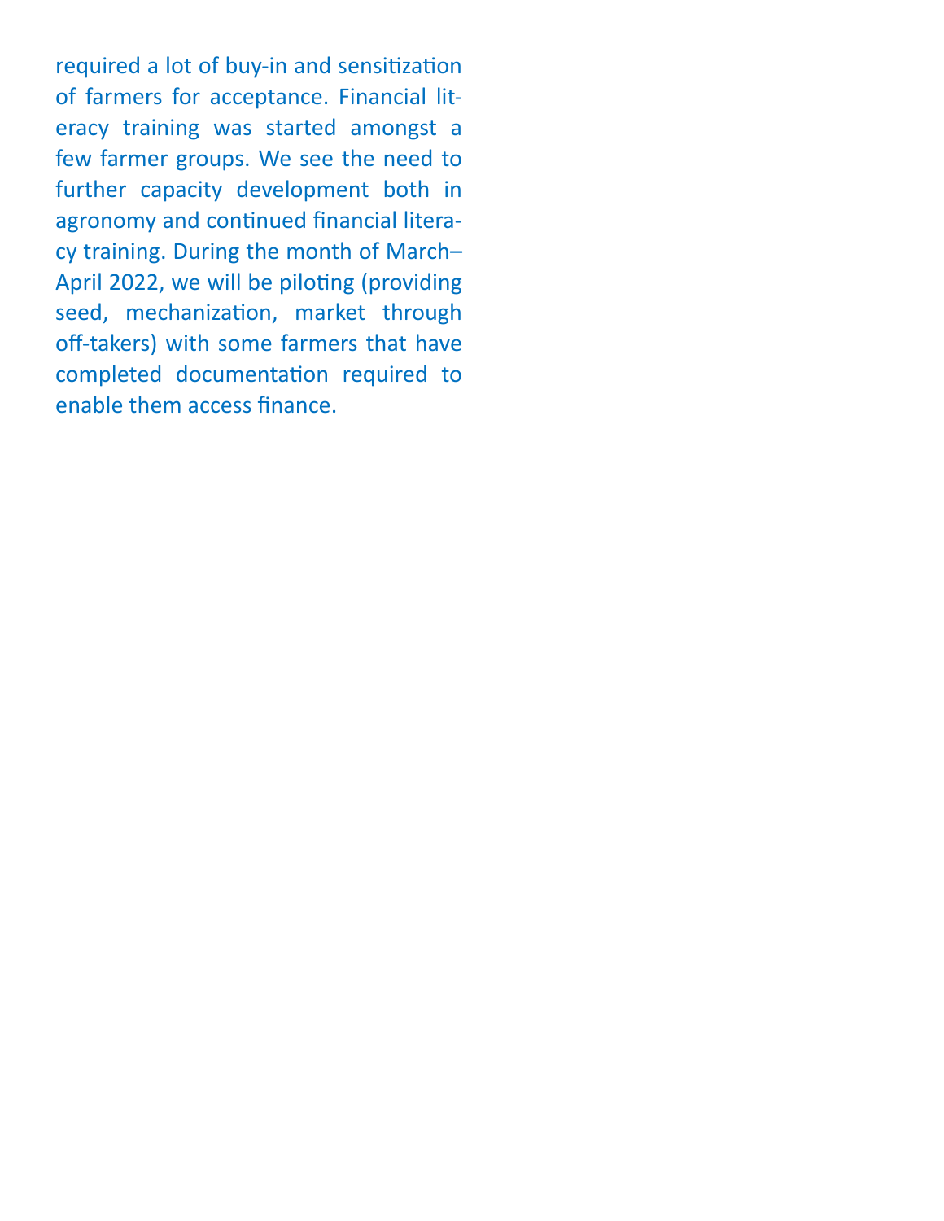required a lot of buy-in and sensitization of farmers for acceptance. Financial literacy training was started amongst a few farmer groups. We see the need to further capacity development both in agronomy and continued financial literacy training. During the month of March–April 2022, we will be piloting (providing seed, mechanization, market through off-takers) with some farmers that have completed documentation required to enable them access finance.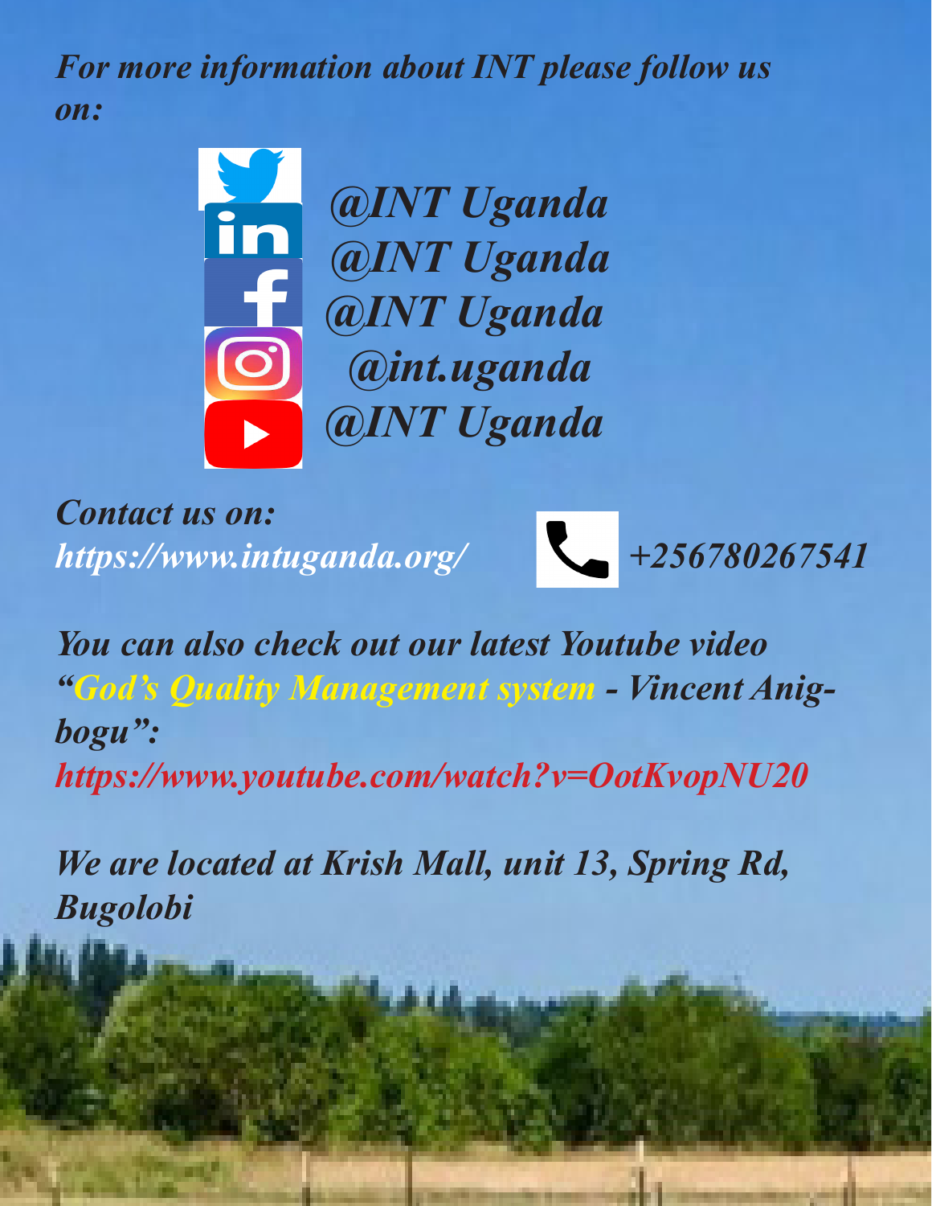*For more information about INT please follow us on:*

*@INT Uganda*
*@INT Uganda*
*@INT Uganda*
*@int.uganda*
*@INT Uganda*

*Contact us on:*
*https://www.intuganda.org/*

*+256780267541*

*You can also check out our latest Youtube video "God's Quality Management system - Vincent Anigbogu":*
*https://www.youtube.com/watch?v=OotKvopNU20*

*We are located at Krish Mall, unit 13, Spring Rd, Bugolobi*